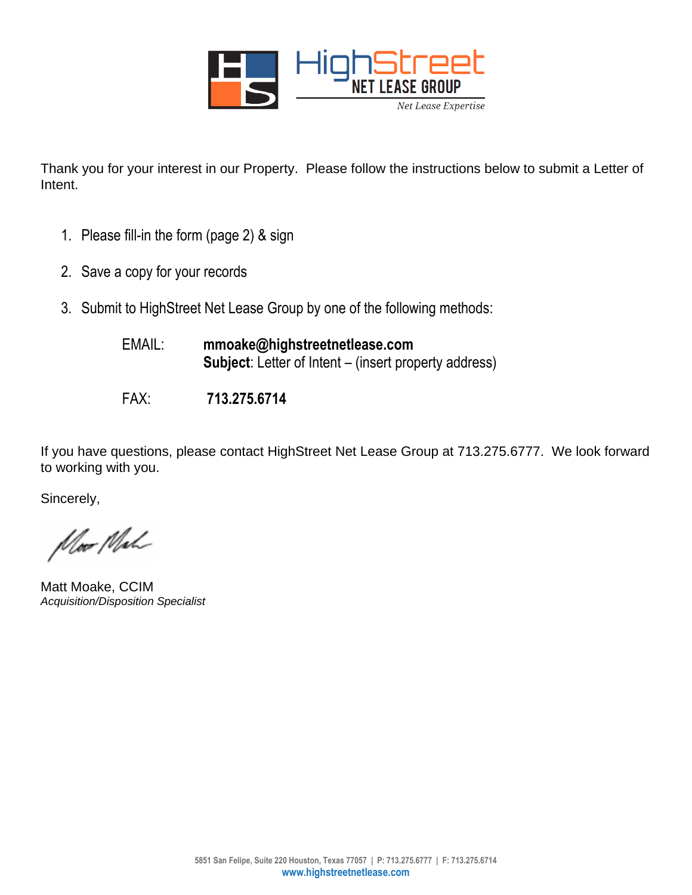HighStreet NET LEASE GROUP
*Net Lease Expertise*

Thank you for your interest in our Property. Please follow the instructions below to submit a Letter of Intent.

1. Please fill-in the form (page 2) & sign
2. Save a copy for your records
3. Submit to HighStreet Net Lease Group by one of the following methods:

   EMAIL: **mmoake@highstreetnetlease.com**
   **Subject**: Letter of Intent – (insert property address)

   FAX: **713.275.6714**

If you have questions, please contact HighStreet Net Lease Group at 713.275.6777. We look forward to working with you.

Sincerely,

Matt Moake, CCIM
*Acquisition/Disposition Specialist*

5851 San Felipe, Suite 220 Houston, Texas 77057 | P: 713.275.6777 | F: 713.275.6714
www.highstreetnetlease.com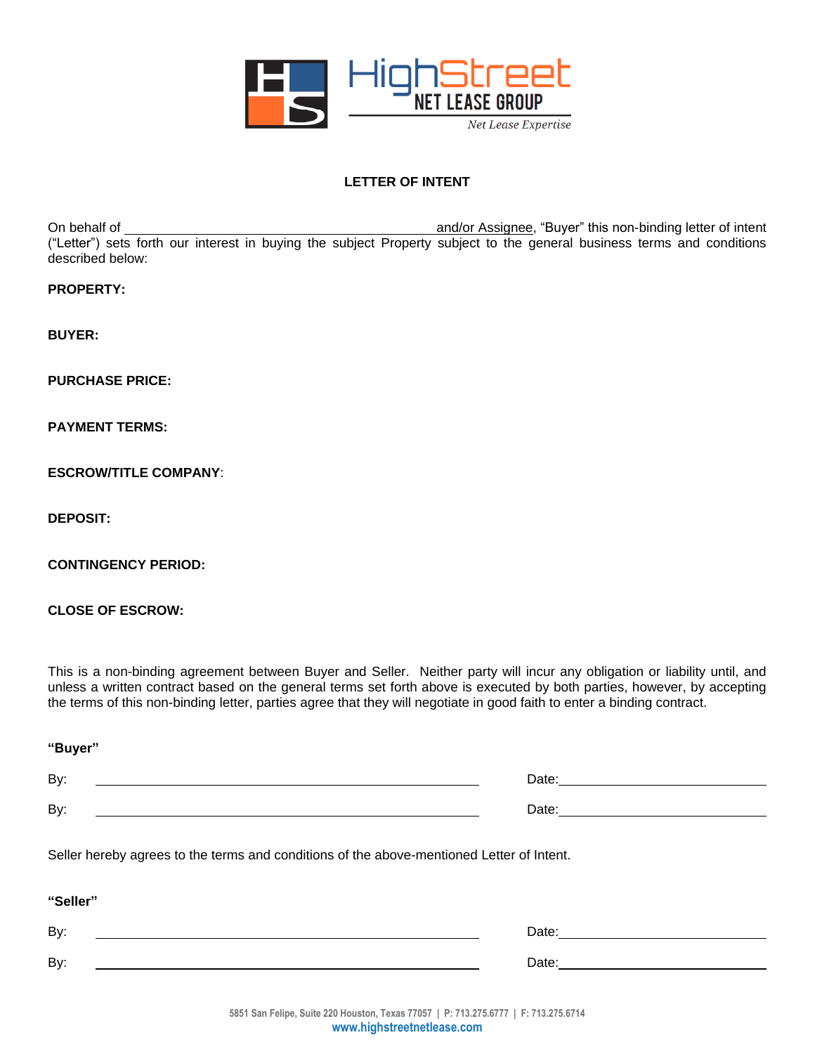HighStreet NET LEASE GROUP

*Net Lease Expertise*

## LETTER OF INTENT

On behalf of \_\_\_\_\_\_\_\_\_\_\_\_\_\_\_\_\_\_\_\_\_\_\_\_\_\_\_\_\_\_\_\_\_\_\_\_\_\_\_\_\_\_ and/or Assignee, "Buyer" this non-binding letter of intent ("Letter") sets forth our interest in buying the subject Property subject to the general business terms and conditions described below:

**PROPERTY:**

**BUYER:**

**PURCHASE PRICE:**

**PAYMENT TERMS:**

**ESCROW/TITLE COMPANY**:

**DEPOSIT:**

**CONTINGENCY PERIOD:**

**CLOSE OF ESCROW:**

This is a non-binding agreement between Buyer and Seller. Neither party will incur any obligation or liability until, and unless a written contract based on the general terms set forth above is executed by both parties, however, by accepting the terms of this non-binding letter, parties agree that they will negotiate in good faith to enter a binding contract.

**"Buyer"**

By: \_\_\_\_\_\_\_\_\_\_\_\_\_\_\_\_\_\_\_\_\_\_\_\_\_\_\_\_\_\_\_\_\_\_\_\_\_\_\_\_ Date: \_\_\_\_\_\_\_\_\_\_\_\_\_\_\_\_\_\_\_\_\_\_

By: \_\_\_\_\_\_\_\_\_\_\_\_\_\_\_\_\_\_\_\_\_\_\_\_\_\_\_\_\_\_\_\_\_\_\_\_\_\_\_\_ Date: \_\_\_\_\_\_\_\_\_\_\_\_\_\_\_\_\_\_\_\_\_\_

Seller hereby agrees to the terms and conditions of the above-mentioned Letter of Intent.

**"Seller"**

By: \_\_\_\_\_\_\_\_\_\_\_\_\_\_\_\_\_\_\_\_\_\_\_\_\_\_\_\_\_\_\_\_\_\_\_\_\_\_\_\_ Date: \_\_\_\_\_\_\_\_\_\_\_\_\_\_\_\_\_\_\_\_\_\_

By: \_\_\_\_\_\_\_\_\_\_\_\_\_\_\_\_\_\_\_\_\_\_\_\_\_\_\_\_\_\_\_\_\_\_\_\_\_\_\_\_ Date: \_\_\_\_\_\_\_\_\_\_\_\_\_\_\_\_\_\_\_\_\_\_

5851 San Felipe, Suite 220 Houston, Texas 77057 | P: 713.275.6777 | F: 713.275.6714

www.highstreetnetlease.com